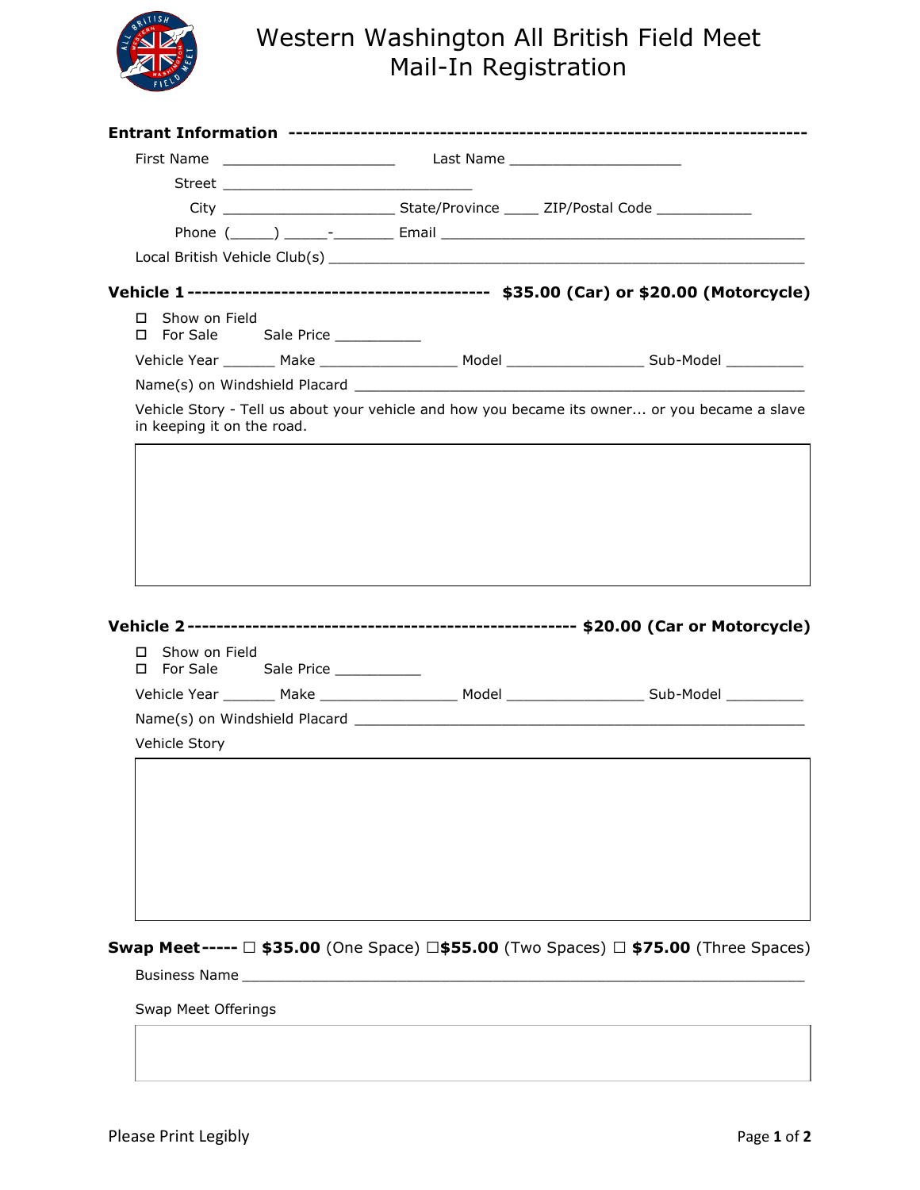# Western Washington All British Field Meet
## Mail-In Registration

**Entrant Information** ----------------------------------------------------------------------

First Name ____________________ Last Name ____________________

Street ______________________________

City ____________________ State/Province ____ ZIP/Postal Code ___________

Phone (_____) _____-_______ Email __________________________________________

Local British Vehicle Club(s) ________________________________________________________

**Vehicle 1** ------------------------------------------ **$35.00 (Car) or $20.00 (Motorcycle)**

☐ Show on Field
☐ For Sale  Sale Price __________

Vehicle Year ______ Make ________________ Model ________________ Sub-Model _________

Name(s) on Windshield Placard ______________________________________________________

Vehicle Story - Tell us about your vehicle and how you became its owner... or you became a slave in keeping it on the road.

**Vehicle 2** ------------------------------------------------------ **$20.00 (Car or Motorcycle)**

☐ Show on Field
☐ For Sale  Sale Price __________

Vehicle Year ______ Make ________________ Model ________________ Sub-Model _________

Name(s) on Windshield Placard ______________________________________________________

Vehicle Story

**Swap Meet** ----- ☐ **$35.00** (One Space) ☐**$55.00** (Two Spaces) ☐ **$75.00** (Three Spaces)

Business Name __________________________________________________________________

Swap Meet Offerings

Please Print Legibly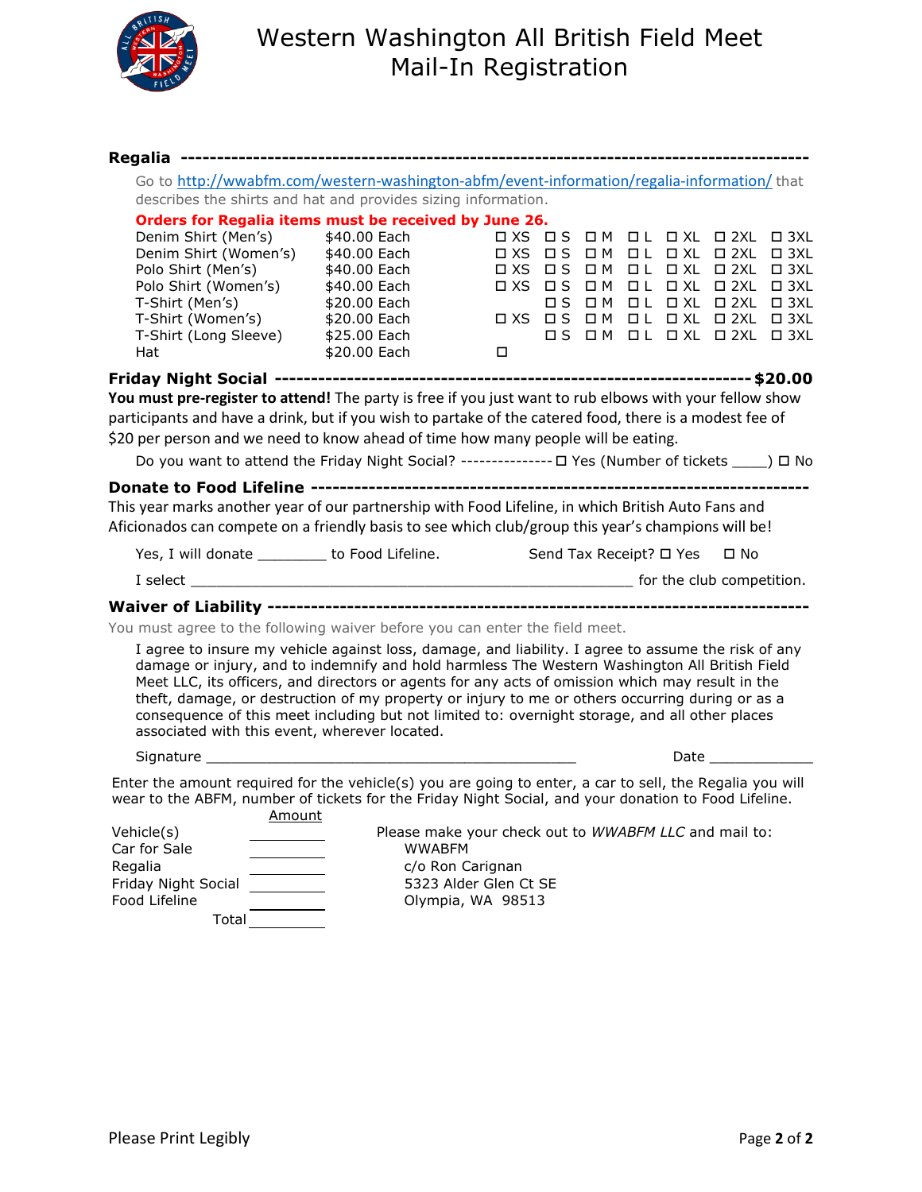# Western Washington All British Field Meet
# Mail-In Registration

## Regalia

Go to [http://wwabfm.com/western-washington-abfm/event-information/regalia-information/](http://wwabfm.com/western-washington-abfm/event-information/regalia-information/) that describes the shirts and hat and provides sizing information.

**Orders for Regalia items must be received by June 26.**

| | | | | | | | | |
|---|---|---|---|---|---|---|---|---|
| Denim Shirt (Men's) | $40.00 Each | ☐ XS | ☐ S | ☐ M | ☐ L | ☐ XL | ☐ 2XL | ☐ 3XL |
| Denim Shirt (Women's) | $40.00 Each | ☐ XS | ☐ S | ☐ M | ☐ L | ☐ XL | ☐ 2XL | ☐ 3XL |
| Polo Shirt (Men's) | $40.00 Each | ☐ XS | ☐ S | ☐ M | ☐ L | ☐ XL | ☐ 2XL | ☐ 3XL |
| Polo Shirt (Women's) | $40.00 Each | ☐ XS | ☐ S | ☐ M | ☐ L | ☐ XL | ☐ 2XL | ☐ 3XL |
| T-Shirt (Men's) | $20.00 Each | | ☐ S | ☐ M | ☐ L | ☐ XL | ☐ 2XL | ☐ 3XL |
| T-Shirt (Women's) | $20.00 Each | ☐ XS | ☐ S | ☐ M | ☐ L | ☐ XL | ☐ 2XL | ☐ 3XL |
| T-Shirt (Long Sleeve) | $25.00 Each | | ☐ S | ☐ M | ☐ L | ☐ XL | ☐ 2XL | ☐ 3XL |
| Hat | $20.00 Each | ☐ | | | | | | |

## Friday Night Social ---------- $20.00

**You must pre-register to attend!** The party is free if you just want to rub elbows with your fellow show participants and have a drink, but if you wish to partake of the catered food, there is a modest fee of $20 per person and we need to know ahead of time how many people will be eating.

Do you want to attend the Friday Night Social? -------------- ☐ Yes (Number of tickets ____) ☐ No

## Donate to Food Lifeline

This year marks another year of our partnership with Food Lifeline, in which British Auto Fans and Aficionados can compete on a friendly basis to see which club/group this year's champions will be!

Yes, I will donate ________ to Food Lifeline. Send Tax Receipt? ☐ Yes ☐ No

I select ______________________________________________ for the club competition.

## Waiver of Liability

You must agree to the following waiver before you can enter the field meet.

I agree to insure my vehicle against loss, damage, and liability. I agree to assume the risk of any damage or injury, and to indemnify and hold harmless The Western Washington All British Field Meet LLC, its officers, and directors or agents for any acts of omission which may result in the theft, damage, or destruction of my property or injury to me or others occurring during or as a consequence of this meet including but not limited to: overnight storage, and all other places associated with this event, wherever located.

Signature ________________________________________ Date ____________

Enter the amount required for the vehicle(s) you are going to enter, a car to sell, the Regalia you will wear to the ABFM, number of tickets for the Friday Night Social, and your donation to Food Lifeline.

| | Amount |
|---|---|
| Vehicle(s) | ________ |
| Car for Sale | ________ |
| Regalia | ________ |
| Friday Night Social | ________ |
| Food Lifeline | ________ |
| Total | ________ |

Please make your check out to *WWABFM LLC* and mail to:

WWABFM
c/o Ron Carignan
5323 Alder Glen Ct SE
Olympia, WA 98513

Please Print Legibly